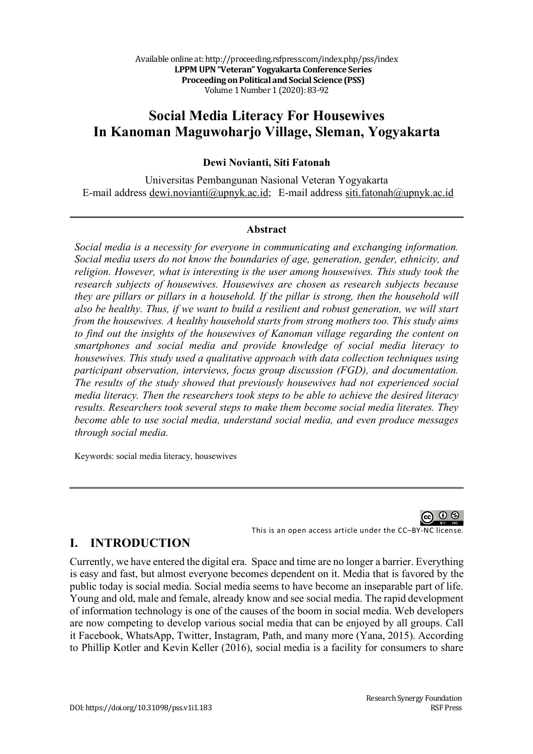# Social Media Literacy For Housewives In Kanoman Maguwoharjo Village, Sleman, Yogyakarta

**Dewi Novianti, Siti Fatonah**

Universitas Pembangunan Nasional Veteran Yogyakarta
E-mail address dewi.novianti@upnyk.ac.id; E-mail address siti.fatonah@upnyk.ac.id

## Abstract

*Social media is a necessity for everyone in communicating and exchanging information. Social media users do not know the boundaries of age, generation, gender, ethnicity, and religion. However, what is interesting is the user among housewives. This study took the research subjects of housewives. Housewives are chosen as research subjects because they are pillars or pillars in a household. If the pillar is strong, then the household will also be healthy. Thus, if we want to build a resilient and robust generation, we will start from the housewives. A healthy household starts from strong mothers too. This study aims to find out the insights of the housewives of Kanoman village regarding the content on smartphones and social media and provide knowledge of social media literacy to housewives. This study used a qualitative approach with data collection techniques using participant observation, interviews, focus group discussion (FGD), and documentation. The results of the study showed that previously housewives had not experienced social media literacy. Then the researchers took steps to be able to achieve the desired literacy results. Researchers took several steps to make them become social media literates. They become able to use social media, understand social media, and even produce messages through social media.*

Keywords: social media literacy, housewives

This is an open access article under the CC–BY-NC license.

## I. INTRODUCTION

Currently, we have entered the digital era. Space and time are no longer a barrier. Everything is easy and fast, but almost everyone becomes dependent on it. Media that is favored by the public today is social media. Social media seems to have become an inseparable part of life. Young and old, male and female, already know and see social media. The rapid development of information technology is one of the causes of the boom in social media. Web developers are now competing to develop various social media that can be enjoyed by all groups. Call it Facebook, WhatsApp, Twitter, Instagram, Path, and many more (Yana, 2015). According to Phillip Kotler and Kevin Keller (2016), social media is a facility for consumers to share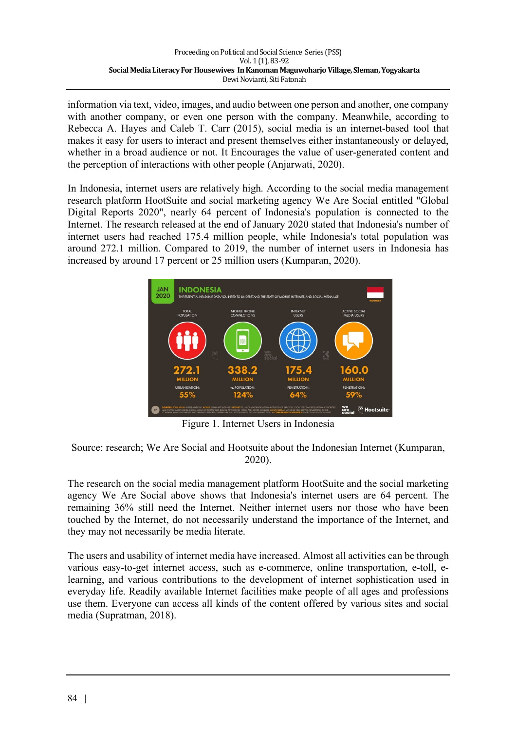information via text, video, images, and audio between one person and another, one company with another company, or even one person with the company. Meanwhile, according to Rebecca A. Hayes and Caleb T. Carr (2015), social media is an internet-based tool that makes it easy for users to interact and present themselves either instantaneously or delayed, whether in a broad audience or not. It Encourages the value of user-generated content and the perception of interactions with other people (Anjarwati, 2020).

In Indonesia, internet users are relatively high. According to the social media management research platform HootSuite and social marketing agency We Are Social entitled "Global Digital Reports 2020", nearly 64 percent of Indonesia's population is connected to the Internet. The research released at the end of January 2020 stated that Indonesia's number of internet users had reached 175.4 million people, while Indonesia's total population was around 272.1 million. Compared to 2019, the number of internet users in Indonesia has increased by around 17 percent or 25 million users (Kumparan, 2020).

Figure 1. Internet Users in Indonesia

Source: research; We Are Social and Hootsuite about the Indonesian Internet (Kumparan, 2020).

The research on the social media management platform HootSuite and the social marketing agency We Are Social above shows that Indonesia's internet users are 64 percent. The remaining 36% still need the Internet. Neither internet users nor those who have been touched by the Internet, do not necessarily understand the importance of the Internet, and they may not necessarily be media literate.

The users and usability of internet media have increased. Almost all activities can be through various easy-to-get internet access, such as e-commerce, online transportation, e-toll, e-learning, and various contributions to the development of internet sophistication used in everyday life. Readily available Internet facilities make people of all ages and professions use them. Everyone can access all kinds of the content offered by various sites and social media (Supratman, 2018).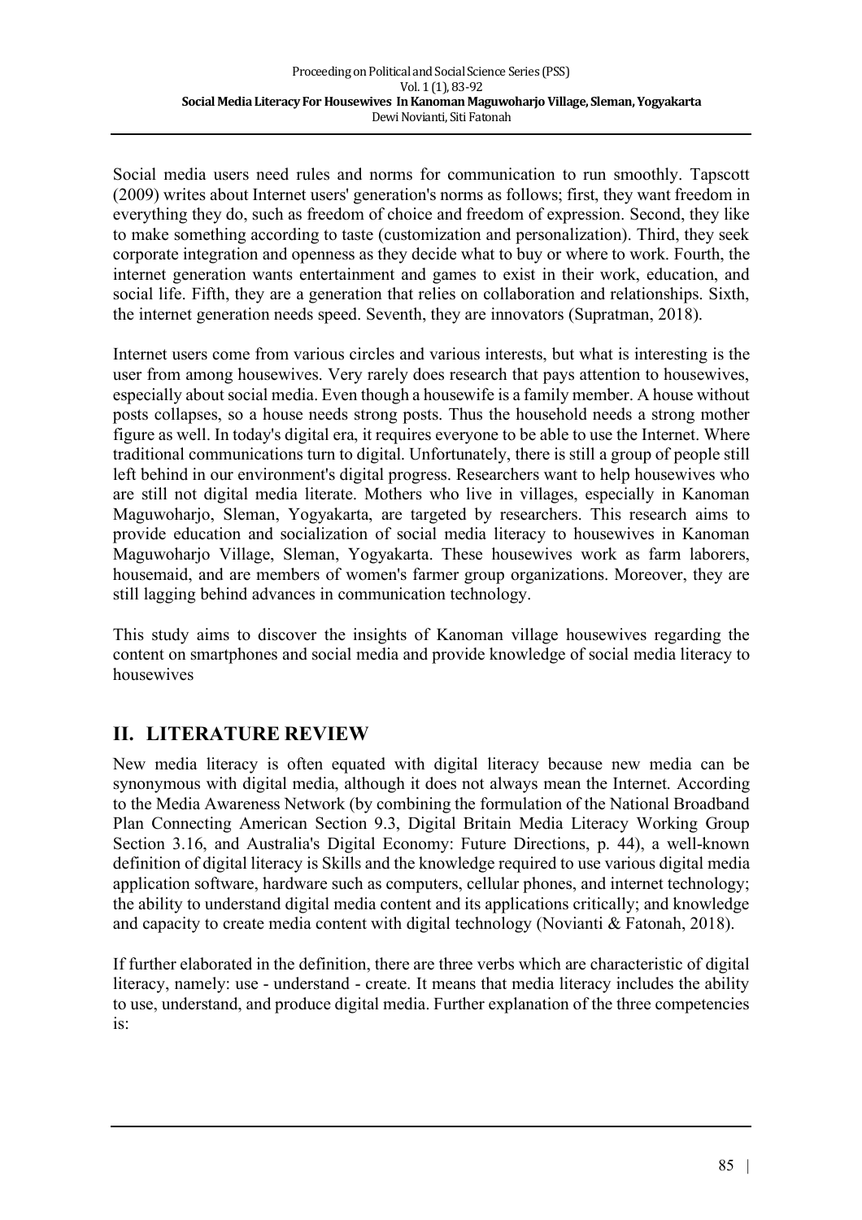Social media users need rules and norms for communication to run smoothly. Tapscott (2009) writes about Internet users' generation's norms as follows; first, they want freedom in everything they do, such as freedom of choice and freedom of expression. Second, they like to make something according to taste (customization and personalization). Third, they seek corporate integration and openness as they decide what to buy or where to work. Fourth, the internet generation wants entertainment and games to exist in their work, education, and social life. Fifth, they are a generation that relies on collaboration and relationships. Sixth, the internet generation needs speed. Seventh, they are innovators (Supratman, 2018).

Internet users come from various circles and various interests, but what is interesting is the user from among housewives. Very rarely does research that pays attention to housewives, especially about social media. Even though a housewife is a family member. A house without posts collapses, so a house needs strong posts. Thus the household needs a strong mother figure as well. In today's digital era, it requires everyone to be able to use the Internet. Where traditional communications turn to digital. Unfortunately, there is still a group of people still left behind in our environment's digital progress. Researchers want to help housewives who are still not digital media literate. Mothers who live in villages, especially in Kanoman Maguwoharjo, Sleman, Yogyakarta, are targeted by researchers. This research aims to provide education and socialization of social media literacy to housewives in Kanoman Maguwoharjo Village, Sleman, Yogyakarta. These housewives work as farm laborers, housemaid, and are members of women's farmer group organizations. Moreover, they are still lagging behind advances in communication technology.

This study aims to discover the insights of Kanoman village housewives regarding the content on smartphones and social media and provide knowledge of social media literacy to housewives

## II. LITERATURE REVIEW

New media literacy is often equated with digital literacy because new media can be synonymous with digital media, although it does not always mean the Internet. According to the Media Awareness Network (by combining the formulation of the National Broadband Plan Connecting American Section 9.3, Digital Britain Media Literacy Working Group Section 3.16, and Australia's Digital Economy: Future Directions, p. 44), a well-known definition of digital literacy is Skills and the knowledge required to use various digital media application software, hardware such as computers, cellular phones, and internet technology; the ability to understand digital media content and its applications critically; and knowledge and capacity to create media content with digital technology (Novianti & Fatonah, 2018).

If further elaborated in the definition, there are three verbs which are characteristic of digital literacy, namely: use - understand - create. It means that media literacy includes the ability to use, understand, and produce digital media. Further explanation of the three competencies is: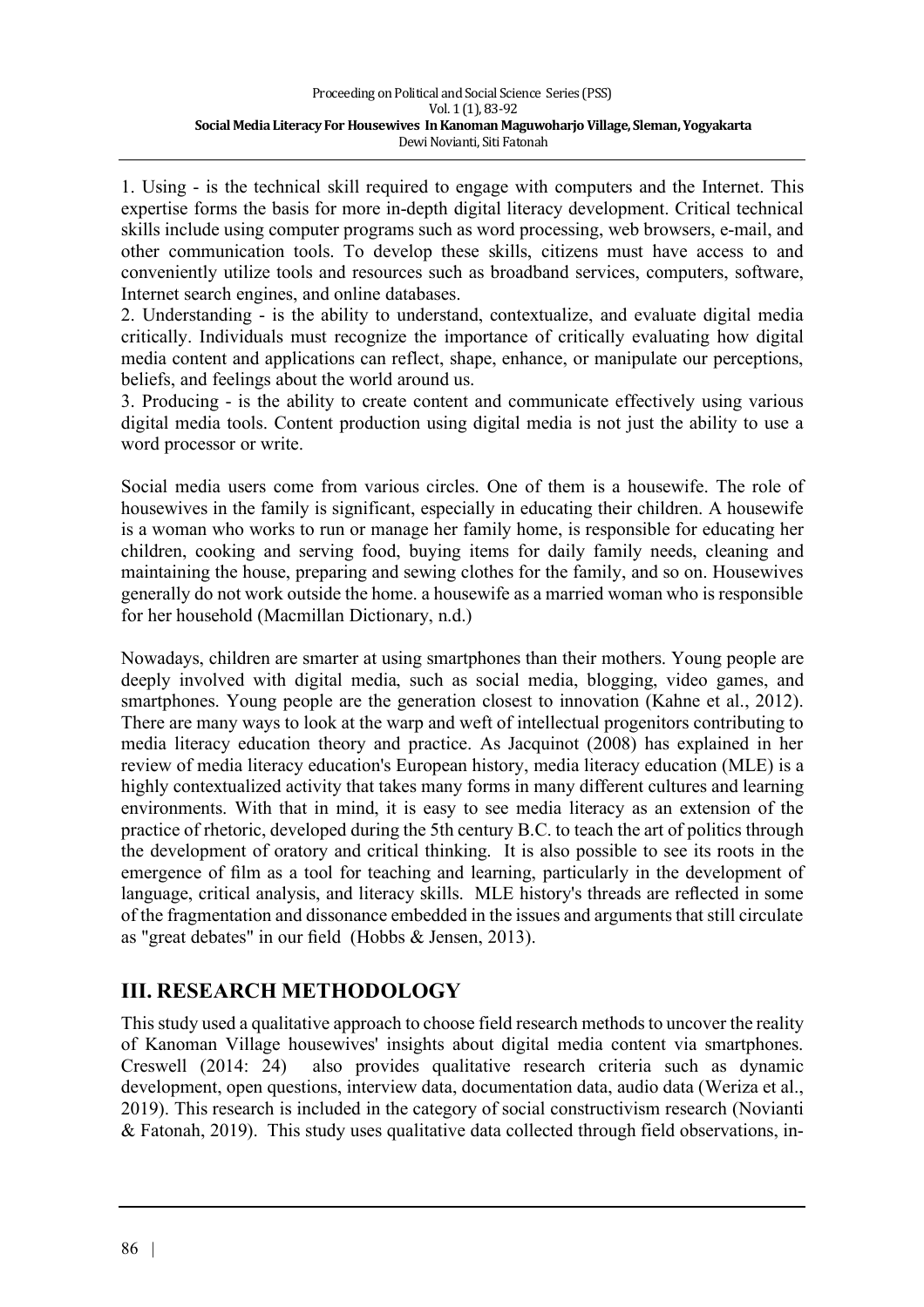1. Using - is the technical skill required to engage with computers and the Internet. This expertise forms the basis for more in-depth digital literacy development. Critical technical skills include using computer programs such as word processing, web browsers, e-mail, and other communication tools. To develop these skills, citizens must have access to and conveniently utilize tools and resources such as broadband services, computers, software, Internet search engines, and online databases.
2. Understanding - is the ability to understand, contextualize, and evaluate digital media critically. Individuals must recognize the importance of critically evaluating how digital media content and applications can reflect, shape, enhance, or manipulate our perceptions, beliefs, and feelings about the world around us.
3. Producing - is the ability to create content and communicate effectively using various digital media tools. Content production using digital media is not just the ability to use a word processor or write.

Social media users come from various circles. One of them is a housewife. The role of housewives in the family is significant, especially in educating their children. A housewife is a woman who works to run or manage her family home, is responsible for educating her children, cooking and serving food, buying items for daily family needs, cleaning and maintaining the house, preparing and sewing clothes for the family, and so on. Housewives generally do not work outside the home. a housewife as a married woman who is responsible for her household (Macmillan Dictionary, n.d.)

Nowadays, children are smarter at using smartphones than their mothers. Young people are deeply involved with digital media, such as social media, blogging, video games, and smartphones. Young people are the generation closest to innovation (Kahne et al., 2012). There are many ways to look at the warp and weft of intellectual progenitors contributing to media literacy education theory and practice. As Jacquinot (2008) has explained in her review of media literacy education's European history, media literacy education (MLE) is a highly contextualized activity that takes many forms in many different cultures and learning environments. With that in mind, it is easy to see media literacy as an extension of the practice of rhetoric, developed during the 5th century B.C. to teach the art of politics through the development of oratory and critical thinking. It is also possible to see its roots in the emergence of film as a tool for teaching and learning, particularly in the development of language, critical analysis, and literacy skills. MLE history's threads are reflected in some of the fragmentation and dissonance embedded in the issues and arguments that still circulate as "great debates" in our field (Hobbs & Jensen, 2013).

## III. RESEARCH METHODOLOGY

This study used a qualitative approach to choose field research methods to uncover the reality of Kanoman Village housewives' insights about digital media content via smartphones. Creswell (2014: 24) also provides qualitative research criteria such as dynamic development, open questions, interview data, documentation data, audio data (Weriza et al., 2019). This research is included in the category of social constructivism research (Novianti & Fatonah, 2019). This study uses qualitative data collected through field observations, in-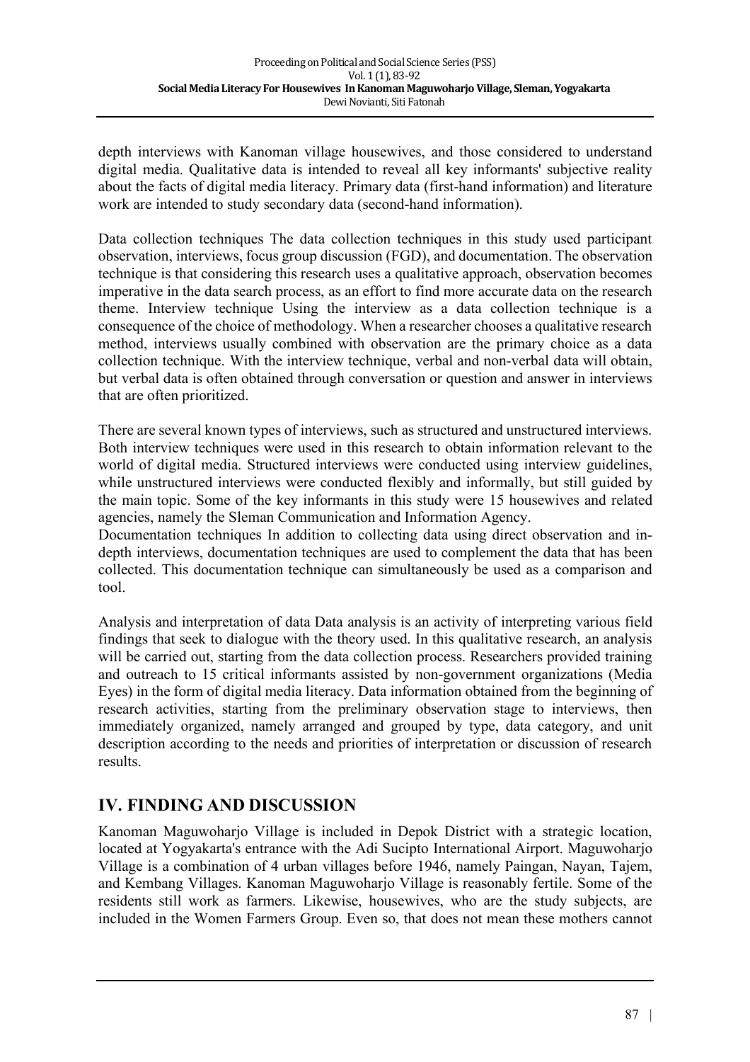depth interviews with Kanoman village housewives, and those considered to understand digital media. Qualitative data is intended to reveal all key informants' subjective reality about the facts of digital media literacy. Primary data (first-hand information) and literature work are intended to study secondary data (second-hand information).

Data collection techniques The data collection techniques in this study used participant observation, interviews, focus group discussion (FGD), and documentation. The observation technique is that considering this research uses a qualitative approach, observation becomes imperative in the data search process, as an effort to find more accurate data on the research theme. Interview technique Using the interview as a data collection technique is a consequence of the choice of methodology. When a researcher chooses a qualitative research method, interviews usually combined with observation are the primary choice as a data collection technique. With the interview technique, verbal and non-verbal data will obtain, but verbal data is often obtained through conversation or question and answer in interviews that are often prioritized.

There are several known types of interviews, such as structured and unstructured interviews. Both interview techniques were used in this research to obtain information relevant to the world of digital media. Structured interviews were conducted using interview guidelines, while unstructured interviews were conducted flexibly and informally, but still guided by the main topic. Some of the key informants in this study were 15 housewives and related agencies, namely the Sleman Communication and Information Agency.

Documentation techniques In addition to collecting data using direct observation and in-depth interviews, documentation techniques are used to complement the data that has been collected. This documentation technique can simultaneously be used as a comparison and tool.

Analysis and interpretation of data Data analysis is an activity of interpreting various field findings that seek to dialogue with the theory used. In this qualitative research, an analysis will be carried out, starting from the data collection process. Researchers provided training and outreach to 15 critical informants assisted by non-government organizations (Media Eyes) in the form of digital media literacy. Data information obtained from the beginning of research activities, starting from the preliminary observation stage to interviews, then immediately organized, namely arranged and grouped by type, data category, and unit description according to the needs and priorities of interpretation or discussion of research results.

## IV. FINDING AND DISCUSSION

Kanoman Maguwoharjo Village is included in Depok District with a strategic location, located at Yogyakarta's entrance with the Adi Sucipto International Airport. Maguwoharjo Village is a combination of 4 urban villages before 1946, namely Paingan, Nayan, Tajem, and Kembang Villages. Kanoman Maguwoharjo Village is reasonably fertile. Some of the residents still work as farmers. Likewise, housewives, who are the study subjects, are included in the Women Farmers Group. Even so, that does not mean these mothers cannot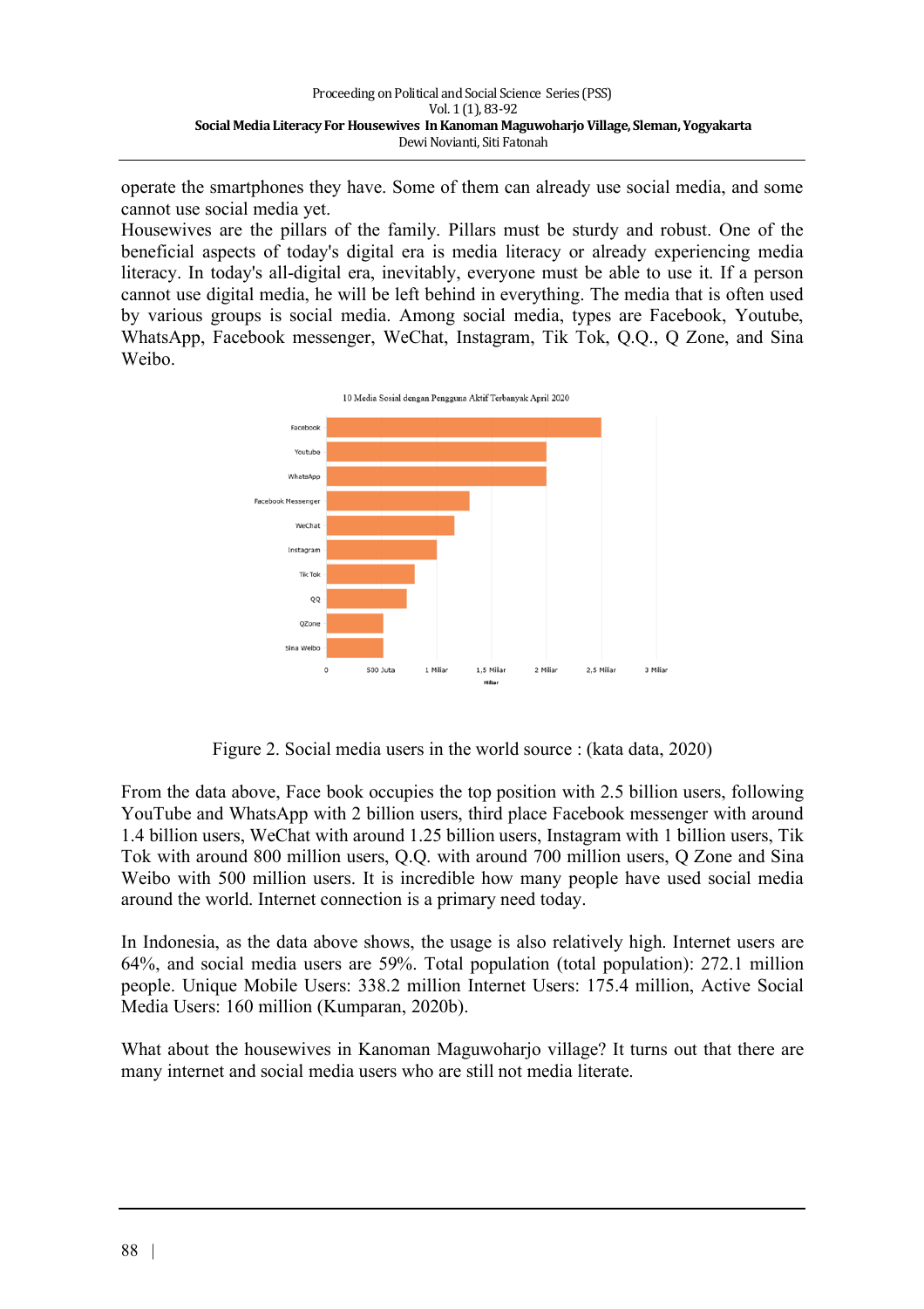operate the smartphones they have. Some of them can already use social media, and some cannot use social media yet.

Housewives are the pillars of the family. Pillars must be sturdy and robust. One of the beneficial aspects of today's digital era is media literacy or already experiencing media literacy. In today's all-digital era, inevitably, everyone must be able to use it. If a person cannot use digital media, he will be left behind in everything. The media that is often used by various groups is social media. Among social media, types are Facebook, Youtube, WhatsApp, Facebook messenger, WeChat, Instagram, Tik Tok, Q.Q., Q Zone, and Sina Weibo.

Figure 2. Social media users in the world source : (kata data, 2020)

From the data above, Face book occupies the top position with 2.5 billion users, following YouTube and WhatsApp with 2 billion users, third place Facebook messenger with around 1.4 billion users, WeChat with around 1.25 billion users, Instagram with 1 billion users, Tik Tok with around 800 million users, Q.Q. with around 700 million users, Q Zone and Sina Weibo with 500 million users. It is incredible how many people have used social media around the world. Internet connection is a primary need today.

In Indonesia, as the data above shows, the usage is also relatively high. Internet users are 64%, and social media users are 59%. Total population (total population): 272.1 million people. Unique Mobile Users: 338.2 million Internet Users: 175.4 million, Active Social Media Users: 160 million (Kumparan, 2020b).

What about the housewives in Kanoman Maguwoharjo village? It turns out that there are many internet and social media users who are still not media literate.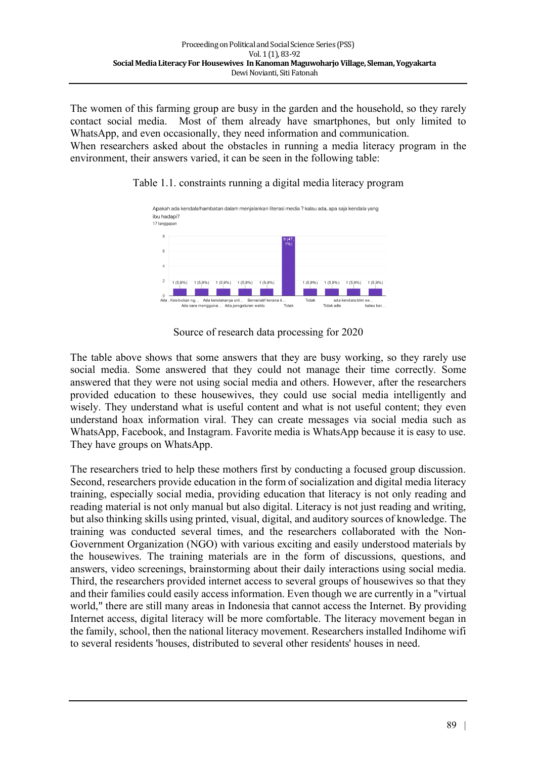The women of this farming group are busy in the garden and the household, so they rarely contact social media. Most of them already have smartphones, but only limited to WhatsApp, and even occasionally, they need information and communication.

When researchers asked about the obstacles in running a media literacy program in the environment, their answers varied, it can be seen in the following table:

Table 1.1. constraints running a digital media literacy program

Apakah ada kendala/hambatan dalam menjalankan literasi media ? kalau ada, apa saja kendala yang ibu hadapi?

17 tanggapan

| Response | Count (%) |
|---|---|
| Ada . Kesibukan ng… | 1 (5,9%) |
| Ada cara mengguna… | 1 (5,9%) |
| Ada kendakanya unt… | 1 (5,9%) |
| Ada,pengaturan waktu | 1 (5,9%) |
| Bervariatif kerana ti… | 1 (5,9%) |
| Tidak | 8 (47,1%) |
| Tidak | 1 (5,9%) |
| Tidak ada | 1 (5,9%) |
| ada kendala:blm se… | 1 (5,9%) |
| kalau ber… | 1 (5,9%) |

Source of research data processing for 2020

The table above shows that some answers that they are busy working, so they rarely use social media. Some answered that they could not manage their time correctly. Some answered that they were not using social media and others. However, after the researchers provided education to these housewives, they could use social media intelligently and wisely. They understand what is useful content and what is not useful content; they even understand hoax information viral. They can create messages via social media such as WhatsApp, Facebook, and Instagram. Favorite media is WhatsApp because it is easy to use. They have groups on WhatsApp.

The researchers tried to help these mothers first by conducting a focused group discussion. Second, researchers provide education in the form of socialization and digital media literacy training, especially social media, providing education that literacy is not only reading and reading material is not only manual but also digital. Literacy is not just reading and writing, but also thinking skills using printed, visual, digital, and auditory sources of knowledge. The training was conducted several times, and the researchers collaborated with the Non-Government Organization (NGO) with various exciting and easily understood materials by the housewives. The training materials are in the form of discussions, questions, and answers, video screenings, brainstorming about their daily interactions using social media. Third, the researchers provided internet access to several groups of housewives so that they and their families could easily access information. Even though we are currently in a "virtual world," there are still many areas in Indonesia that cannot access the Internet. By providing Internet access, digital literacy will be more comfortable. The literacy movement began in the family, school, then the national literacy movement. Researchers installed Indihome wifi to several residents 'houses, distributed to several other residents' houses in need.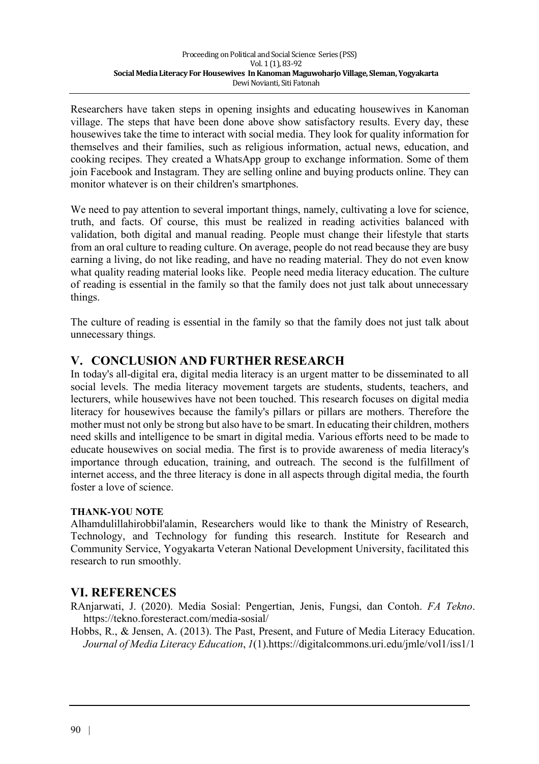Researchers have taken steps in opening insights and educating housewives in Kanoman village. The steps that have been done above show satisfactory results. Every day, these housewives take the time to interact with social media. They look for quality information for themselves and their families, such as religious information, actual news, education, and cooking recipes. They created a WhatsApp group to exchange information. Some of them join Facebook and Instagram. They are selling online and buying products online. They can monitor whatever is on their children's smartphones.

We need to pay attention to several important things, namely, cultivating a love for science, truth, and facts. Of course, this must be realized in reading activities balanced with validation, both digital and manual reading. People must change their lifestyle that starts from an oral culture to reading culture. On average, people do not read because they are busy earning a living, do not like reading, and have no reading material. They do not even know what quality reading material looks like. People need media literacy education. The culture of reading is essential in the family so that the family does not just talk about unnecessary things.

The culture of reading is essential in the family so that the family does not just talk about unnecessary things.

## V. CONCLUSION AND FURTHER RESEARCH

In today's all-digital era, digital media literacy is an urgent matter to be disseminated to all social levels. The media literacy movement targets are students, students, teachers, and lecturers, while housewives have not been touched. This research focuses on digital media literacy for housewives because the family's pillars or pillars are mothers. Therefore the mother must not only be strong but also have to be smart. In educating their children, mothers need skills and intelligence to be smart in digital media. Various efforts need to be made to educate housewives on social media. The first is to provide awareness of media literacy's importance through education, training, and outreach. The second is the fulfillment of internet access, and the three literacy is done in all aspects through digital media, the fourth foster a love of science.

#### THANK-YOU NOTE

Alhamdulillahirobbil'alamin, Researchers would like to thank the Ministry of Research, Technology, and Technology for funding this research. Institute for Research and Community Service, Yogyakarta Veteran National Development University, facilitated this research to run smoothly.

## VI. REFERENCES

RAnjarwati, J. (2020). Media Sosial: Pengertian, Jenis, Fungsi, dan Contoh. *FA Tekno*. https://tekno.foresteract.com/media-sosial/

Hobbs, R., & Jensen, A. (2013). The Past, Present, and Future of Media Literacy Education. *Journal of Media Literacy Education*, *1*(1).https://digitalcommons.uri.edu/jmle/vol1/iss1/1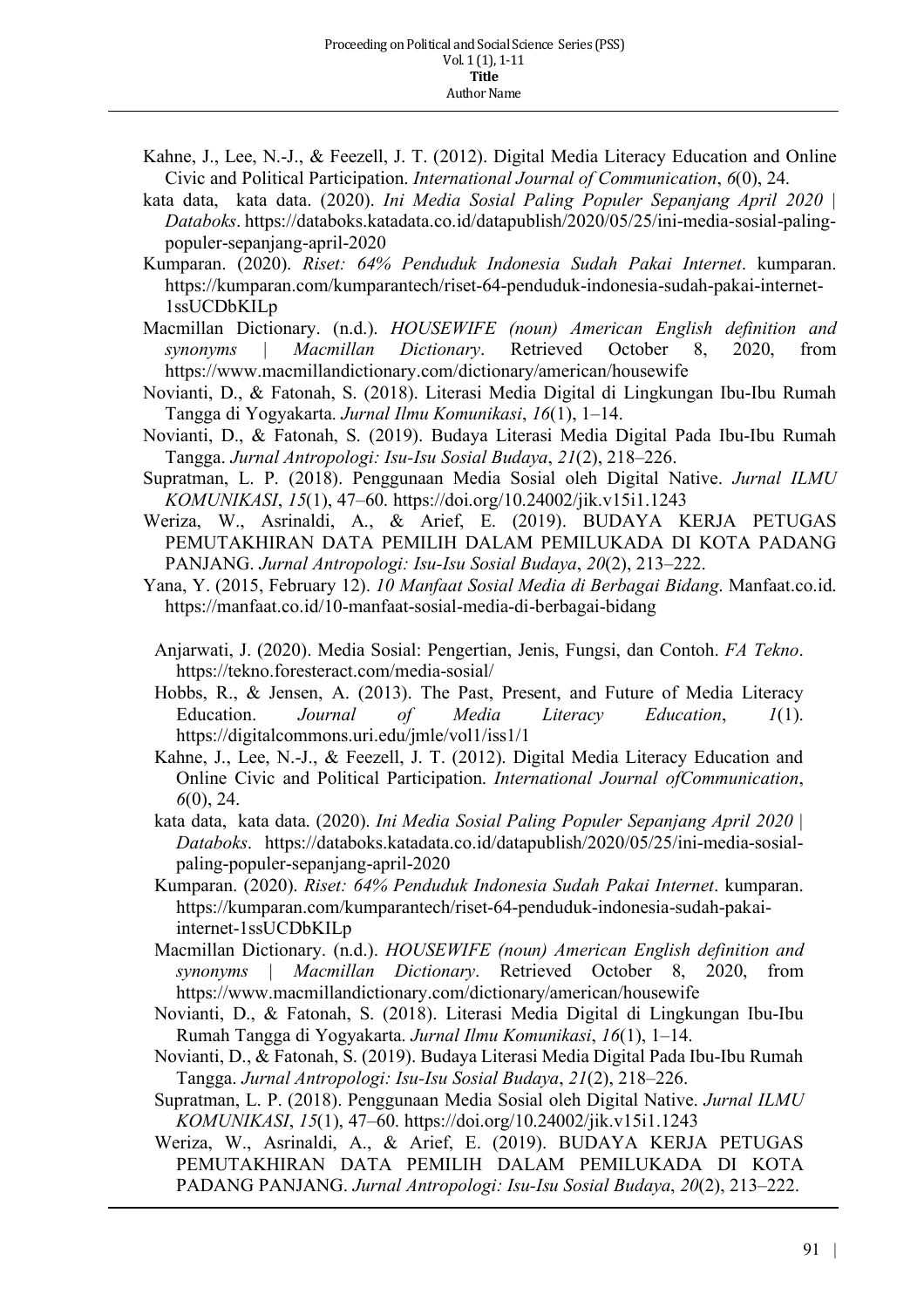Kahne, J., Lee, N.-J., & Feezell, J. T. (2012). Digital Media Literacy Education and Online Civic and Political Participation. *International Journal of Communication*, *6*(0), 24.

kata data, kata data. (2020). *Ini Media Sosial Paling Populer Sepanjang April 2020 | Databoks*. https://databoks.katadata.co.id/datapublish/2020/05/25/ini-media-sosial-paling-populer-sepanjang-april-2020

Kumparan. (2020). *Riset: 64% Penduduk Indonesia Sudah Pakai Internet*. kumparan. https://kumparan.com/kumparantech/riset-64-penduduk-indonesia-sudah-pakai-internet-1ssUCDbKILp

Macmillan Dictionary. (n.d.). *HOUSEWIFE (noun) American English definition and synonyms | Macmillan Dictionary*. Retrieved October 8, 2020, from https://www.macmillandictionary.com/dictionary/american/housewife

Novianti, D., & Fatonah, S. (2018). Literasi Media Digital di Lingkungan Ibu-Ibu Rumah Tangga di Yogyakarta. *Jurnal Ilmu Komunikasi*, *16*(1), 1–14.

Novianti, D., & Fatonah, S. (2019). Budaya Literasi Media Digital Pada Ibu-Ibu Rumah Tangga. *Jurnal Antropologi: Isu-Isu Sosial Budaya*, *21*(2), 218–226.

Supratman, L. P. (2018). Penggunaan Media Sosial oleh Digital Native. *Jurnal ILMU KOMUNIKASI*, *15*(1), 47–60. https://doi.org/10.24002/jik.v15i1.1243

Weriza, W., Asrinaldi, A., & Arief, E. (2019). BUDAYA KERJA PETUGAS PEMUTAKHIRAN DATA PEMILIH DALAM PEMILUKADA DI KOTA PADANG PANJANG. *Jurnal Antropologi: Isu-Isu Sosial Budaya*, *20*(2), 213–222.

Yana, Y. (2015, February 12). *10 Manfaat Sosial Media di Berbagai Bidang*. Manfaat.co.id. https://manfaat.co.id/10-manfaat-sosial-media-di-berbagai-bidang

Anjarwati, J. (2020). Media Sosial: Pengertian, Jenis, Fungsi, dan Contoh. *FA Tekno*. https://tekno.foresteract.com/media-sosial/

Hobbs, R., & Jensen, A. (2013). The Past, Present, and Future of Media Literacy Education. *Journal of Media Literacy Education*, *1*(1). https://digitalcommons.uri.edu/jmle/vol1/iss1/1

Kahne, J., Lee, N.-J., & Feezell, J. T. (2012). Digital Media Literacy Education and Online Civic and Political Participation. *International Journal ofCommunication*, *6*(0), 24.

kata data, kata data. (2020). *Ini Media Sosial Paling Populer Sepanjang April 2020 | Databoks*. https://databoks.katadata.co.id/datapublish/2020/05/25/ini-media-sosial-paling-populer-sepanjang-april-2020

Kumparan. (2020). *Riset: 64% Penduduk Indonesia Sudah Pakai Internet*. kumparan. https://kumparan.com/kumparantech/riset-64-penduduk-indonesia-sudah-pakai-internet-1ssUCDbKILp

Macmillan Dictionary. (n.d.). *HOUSEWIFE (noun) American English definition and synonyms | Macmillan Dictionary*. Retrieved October 8, 2020, from https://www.macmillandictionary.com/dictionary/american/housewife

Novianti, D., & Fatonah, S. (2018). Literasi Media Digital di Lingkungan Ibu-Ibu Rumah Tangga di Yogyakarta. *Jurnal Ilmu Komunikasi*, *16*(1), 1–14.

Novianti, D., & Fatonah, S. (2019). Budaya Literasi Media Digital Pada Ibu-Ibu Rumah Tangga. *Jurnal Antropologi: Isu-Isu Sosial Budaya*, *21*(2), 218–226.

Supratman, L. P. (2018). Penggunaan Media Sosial oleh Digital Native. *Jurnal ILMU KOMUNIKASI*, *15*(1), 47–60. https://doi.org/10.24002/jik.v15i1.1243

Weriza, W., Asrinaldi, A., & Arief, E. (2019). BUDAYA KERJA PETUGAS PEMUTAKHIRAN DATA PEMILIH DALAM PEMILUKADA DI KOTA PADANG PANJANG. *Jurnal Antropologi: Isu-Isu Sosial Budaya*, *20*(2), 213–222.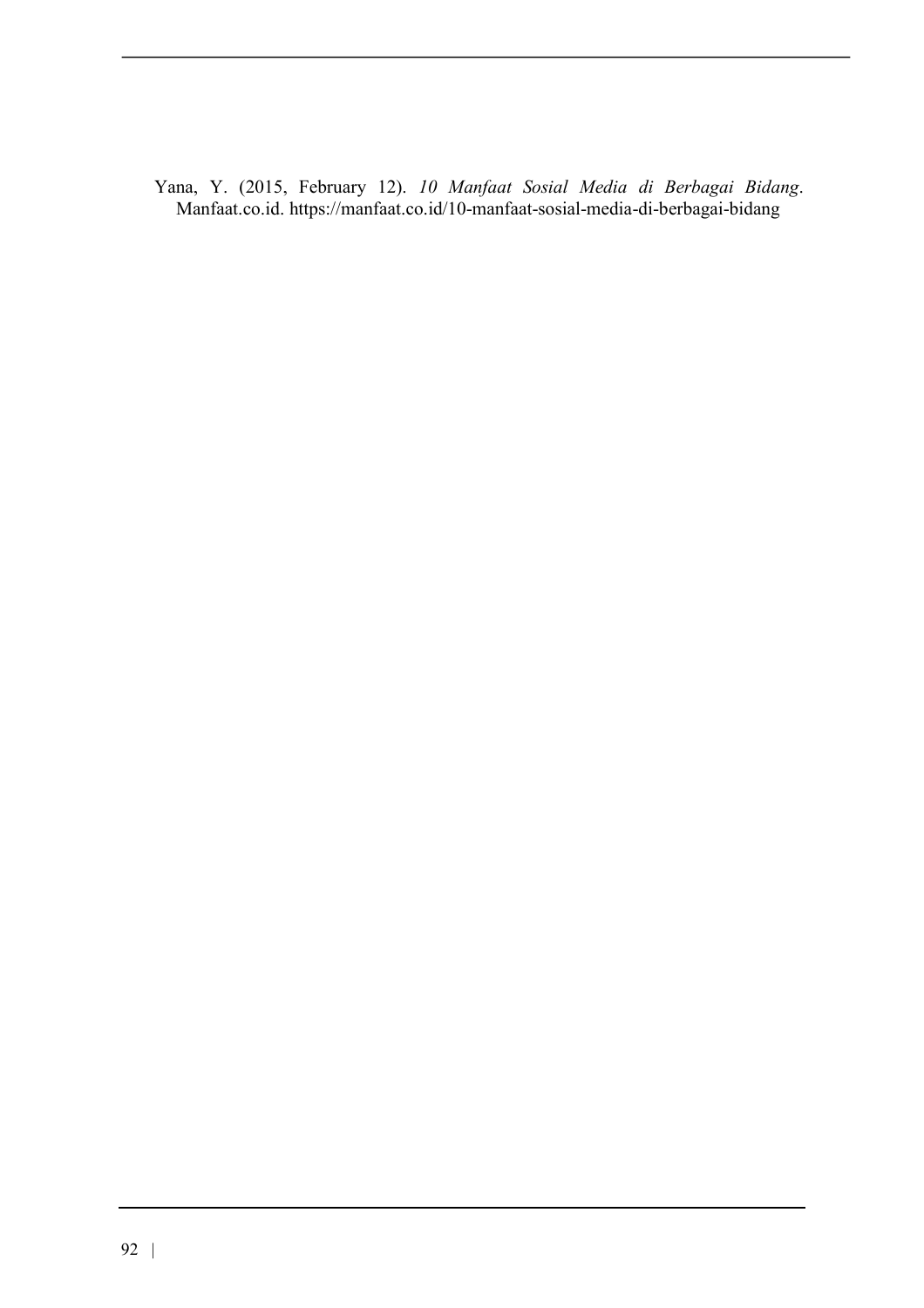Yana, Y. (2015, February 12). *10 Manfaat Sosial Media di Berbagai Bidang*. Manfaat.co.id. https://manfaat.co.id/10-manfaat-sosial-media-di-berbagai-bidang